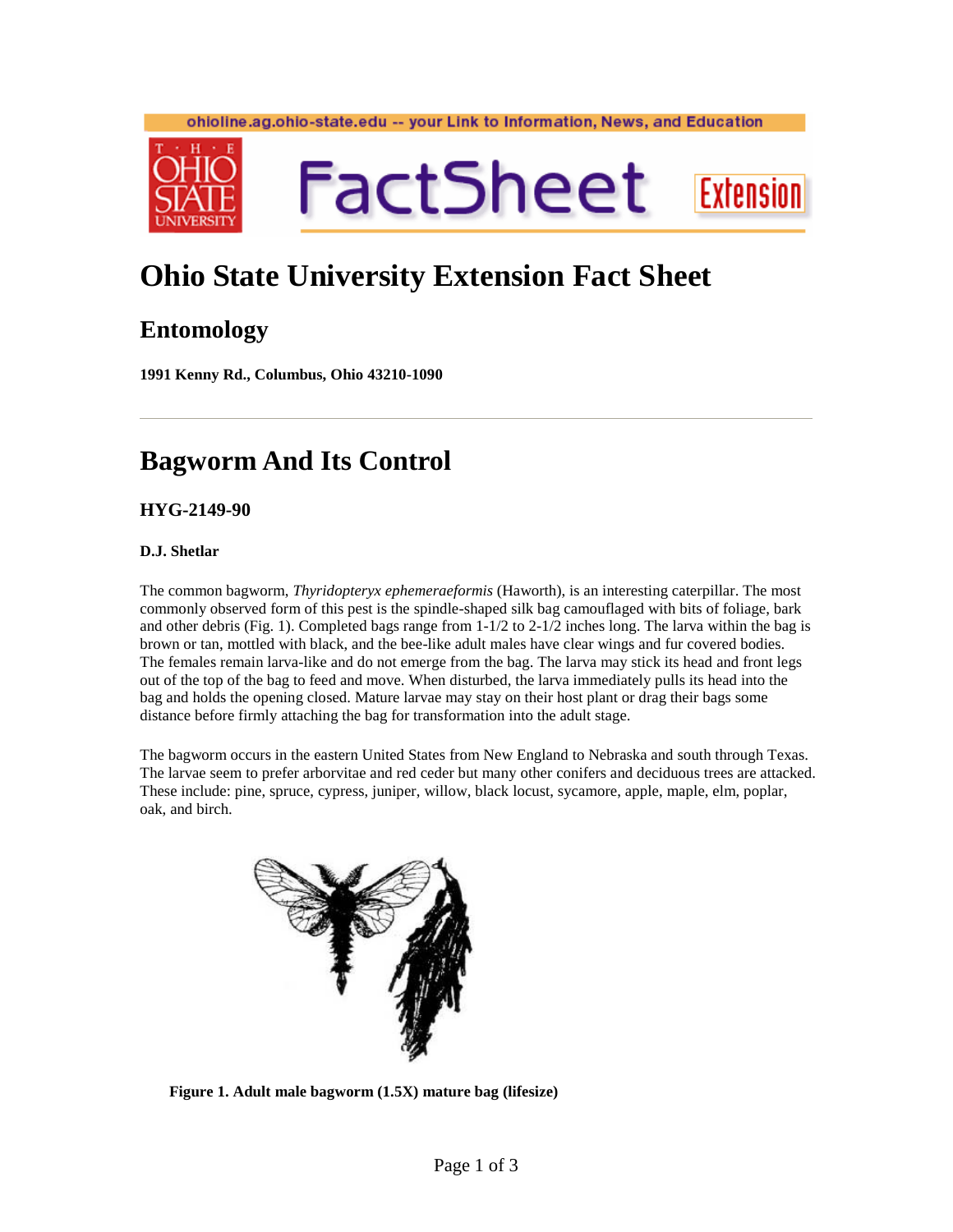ohioline.ag.ohio-state.edu -- your Link to Information, News, and Education

# Ohio State University Extension Fact Sheet

## Entomology

**1991 Kenny Rd., Columbus, Ohio 43210-1090**

---

# Bagworm And Its Control

### HYG-2149-90

**D.J. Shetlar**

The common bagworm, *Thyridopteryx ephemeraeformis* (Haworth), is an interesting caterpillar. The most commonly observed form of this pest is the spindle-shaped silk bag camouflaged with bits of foliage, bark and other debris (Fig. 1). Completed bags range from 1-1/2 to 2-1/2 inches long. The larva within the bag is brown or tan, mottled with black, and the bee-like adult males have clear wings and fur covered bodies. The females remain larva-like and do not emerge from the bag. The larva may stick its head and front legs out of the top of the bag to feed and move. When disturbed, the larva immediately pulls its head into the bag and holds the opening closed. Mature larvae may stay on their host plant or drag their bags some distance before firmly attaching the bag for transformation into the adult stage.

The bagworm occurs in the eastern United States from New England to Nebraska and south through Texas. The larvae seem to prefer arborvitae and red ceder but many other conifers and deciduous trees are attacked. These include: pine, spruce, cypress, juniper, willow, black locust, sycamore, apple, maple, elm, poplar, oak, and birch.

**Figure 1. Adult male bagworm (1.5X) mature bag (lifesize)**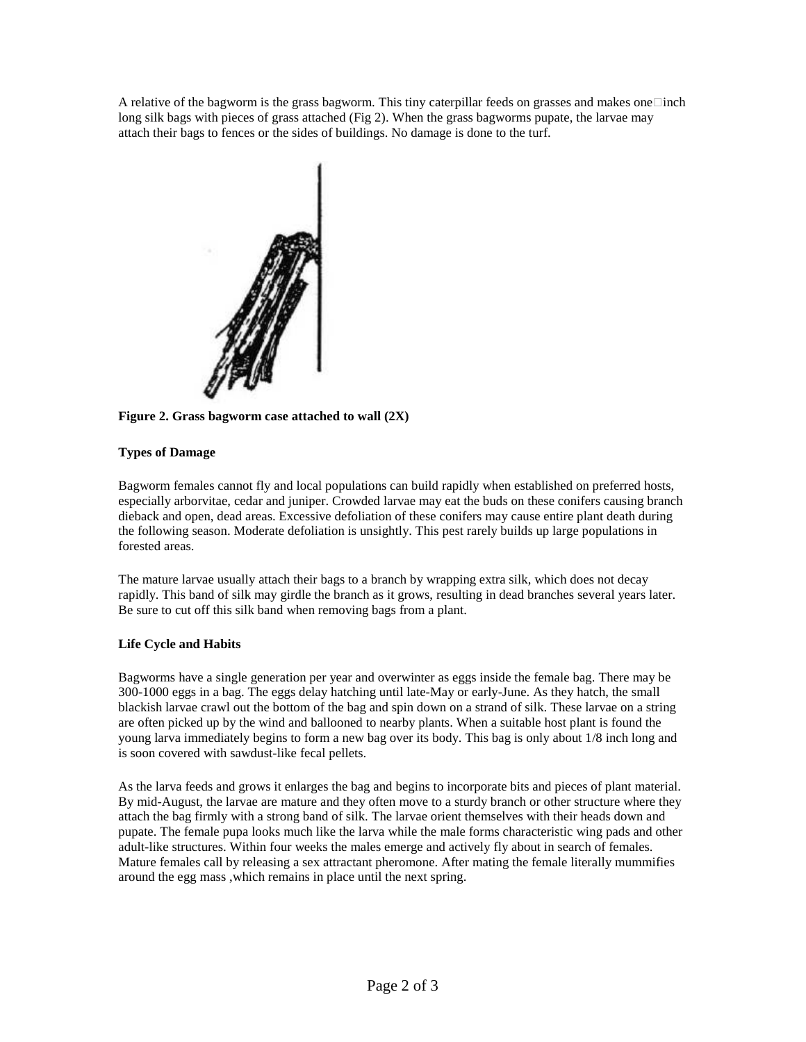A relative of the bagworm is the grass bagworm. This tiny caterpillar feeds on grasses and makes one inch long silk bags with pieces of grass attached (Fig 2). When the grass bagworms pupate, the larvae may attach their bags to fences or the sides of buildings. No damage is done to the turf.

**Figure 2. Grass bagworm case attached to wall (2X)**

**Types of Damage**

Bagworm females cannot fly and local populations can build rapidly when established on preferred hosts, especially arborvitae, cedar and juniper. Crowded larvae may eat the buds on these conifers causing branch dieback and open, dead areas. Excessive defoliation of these conifers may cause entire plant death during the following season. Moderate defoliation is unsightly. This pest rarely builds up large populations in forested areas.

The mature larvae usually attach their bags to a branch by wrapping extra silk, which does not decay rapidly. This band of silk may girdle the branch as it grows, resulting in dead branches several years later. Be sure to cut off this silk band when removing bags from a plant.

**Life Cycle and Habits**

Bagworms have a single generation per year and overwinter as eggs inside the female bag. There may be 300-1000 eggs in a bag. The eggs delay hatching until late-May or early-June. As they hatch, the small blackish larvae crawl out the bottom of the bag and spin down on a strand of silk. These larvae on a string are often picked up by the wind and ballooned to nearby plants. When a suitable host plant is found the young larva immediately begins to form a new bag over its body. This bag is only about 1/8 inch long and is soon covered with sawdust-like fecal pellets.

As the larva feeds and grows it enlarges the bag and begins to incorporate bits and pieces of plant material. By mid-August, the larvae are mature and they often move to a sturdy branch or other structure where they attach the bag firmly with a strong band of silk. The larvae orient themselves with their heads down and pupate. The female pupa looks much like the larva while the male forms characteristic wing pads and other adult-like structures. Within four weeks the males emerge and actively fly about in search of females. Mature females call by releasing a sex attractant pheromone. After mating the female literally mummifies around the egg mass ,which remains in place until the next spring.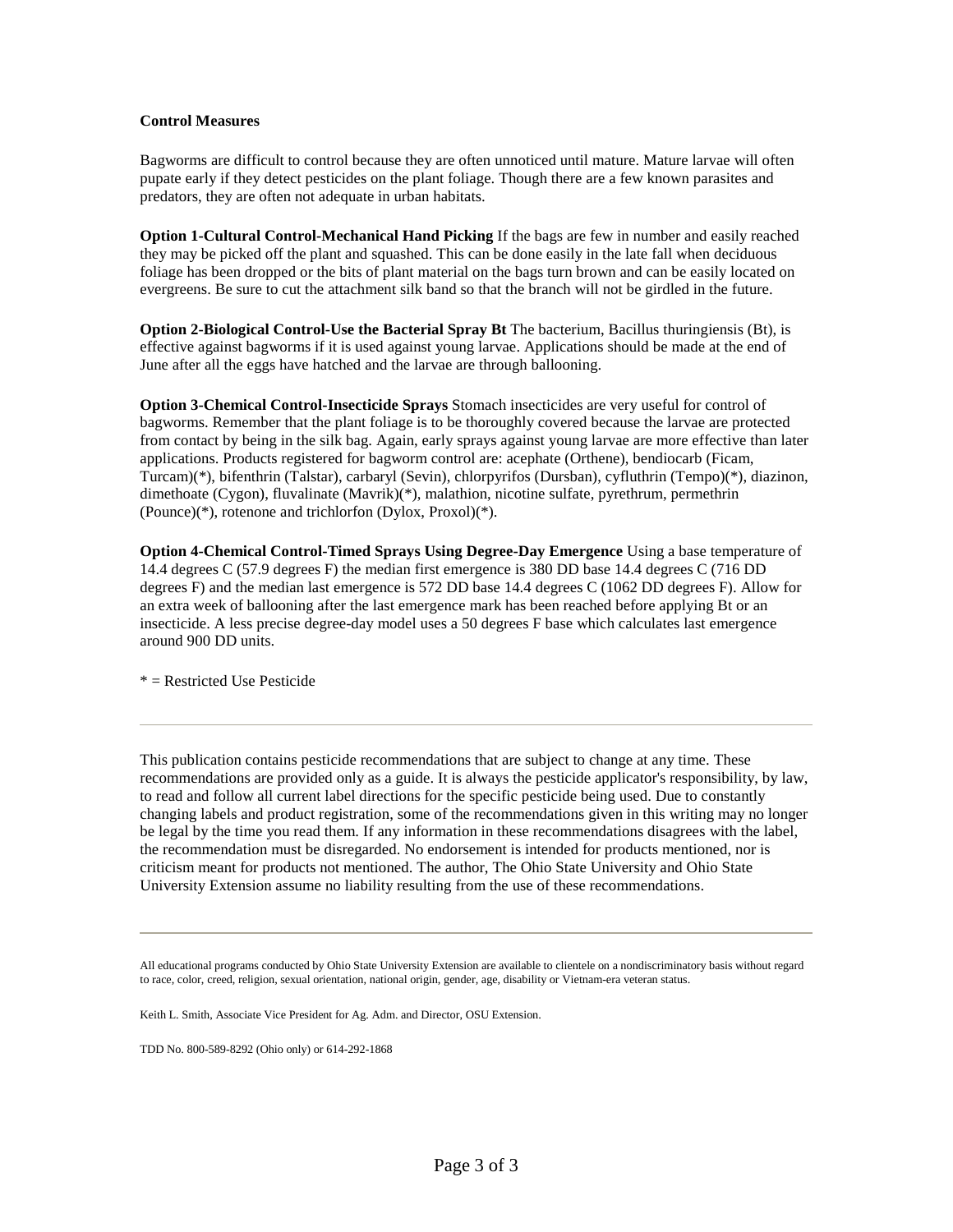**Control Measures**

Bagworms are difficult to control because they are often unnoticed until mature. Mature larvae will often pupate early if they detect pesticides on the plant foliage. Though there are a few known parasites and predators, they are often not adequate in urban habitats.

**Option 1-Cultural Control-Mechanical Hand Picking** If the bags are few in number and easily reached they may be picked off the plant and squashed. This can be done easily in the late fall when deciduous foliage has been dropped or the bits of plant material on the bags turn brown and can be easily located on evergreens. Be sure to cut the attachment silk band so that the branch will not be girdled in the future.

**Option 2-Biological Control-Use the Bacterial Spray Bt** The bacterium, Bacillus thuringiensis (Bt), is effective against bagworms if it is used against young larvae. Applications should be made at the end of June after all the eggs have hatched and the larvae are through ballooning.

**Option 3-Chemical Control-Insecticide Sprays** Stomach insecticides are very useful for control of bagworms. Remember that the plant foliage is to be thoroughly covered because the larvae are protected from contact by being in the silk bag. Again, early sprays against young larvae are more effective than later applications. Products registered for bagworm control are: acephate (Orthene), bendiocarb (Ficam, Turcam)(*), bifenthrin (Talstar), carbaryl (Sevin), chlorpyrifos (Dursban), cyfluthrin (Tempo)(*), diazinon, dimethoate (Cygon), fluvalinate (Mavrik)(*), malathion, nicotine sulfate, pyrethrum, permethrin (Pounce)(*), rotenone and trichlorfon (Dylox, Proxol)(*).

**Option 4-Chemical Control-Timed Sprays Using Degree-Day Emergence** Using a base temperature of 14.4 degrees C (57.9 degrees F) the median first emergence is 380 DD base 14.4 degrees C (716 DD degrees F) and the median last emergence is 572 DD base 14.4 degrees C (1062 DD degrees F). Allow for an extra week of ballooning after the last emergence mark has been reached before applying Bt or an insecticide. A less precise degree-day model uses a 50 degrees F base which calculates last emergence around 900 DD units.

* = Restricted Use Pesticide

---

This publication contains pesticide recommendations that are subject to change at any time. These recommendations are provided only as a guide. It is always the pesticide applicator's responsibility, by law, to read and follow all current label directions for the specific pesticide being used. Due to constantly changing labels and product registration, some of the recommendations given in this writing may no longer be legal by the time you read them. If any information in these recommendations disagrees with the label, the recommendation must be disregarded. No endorsement is intended for products mentioned, nor is criticism meant for products not mentioned. The author, The Ohio State University and Ohio State University Extension assume no liability resulting from the use of these recommendations.

---

All educational programs conducted by Ohio State University Extension are available to clientele on a nondiscriminatory basis without regard to race, color, creed, religion, sexual orientation, national origin, gender, age, disability or Vietnam-era veteran status.

Keith L. Smith, Associate Vice President for Ag. Adm. and Director, OSU Extension.

TDD No. 800-589-8292 (Ohio only) or 614-292-1868